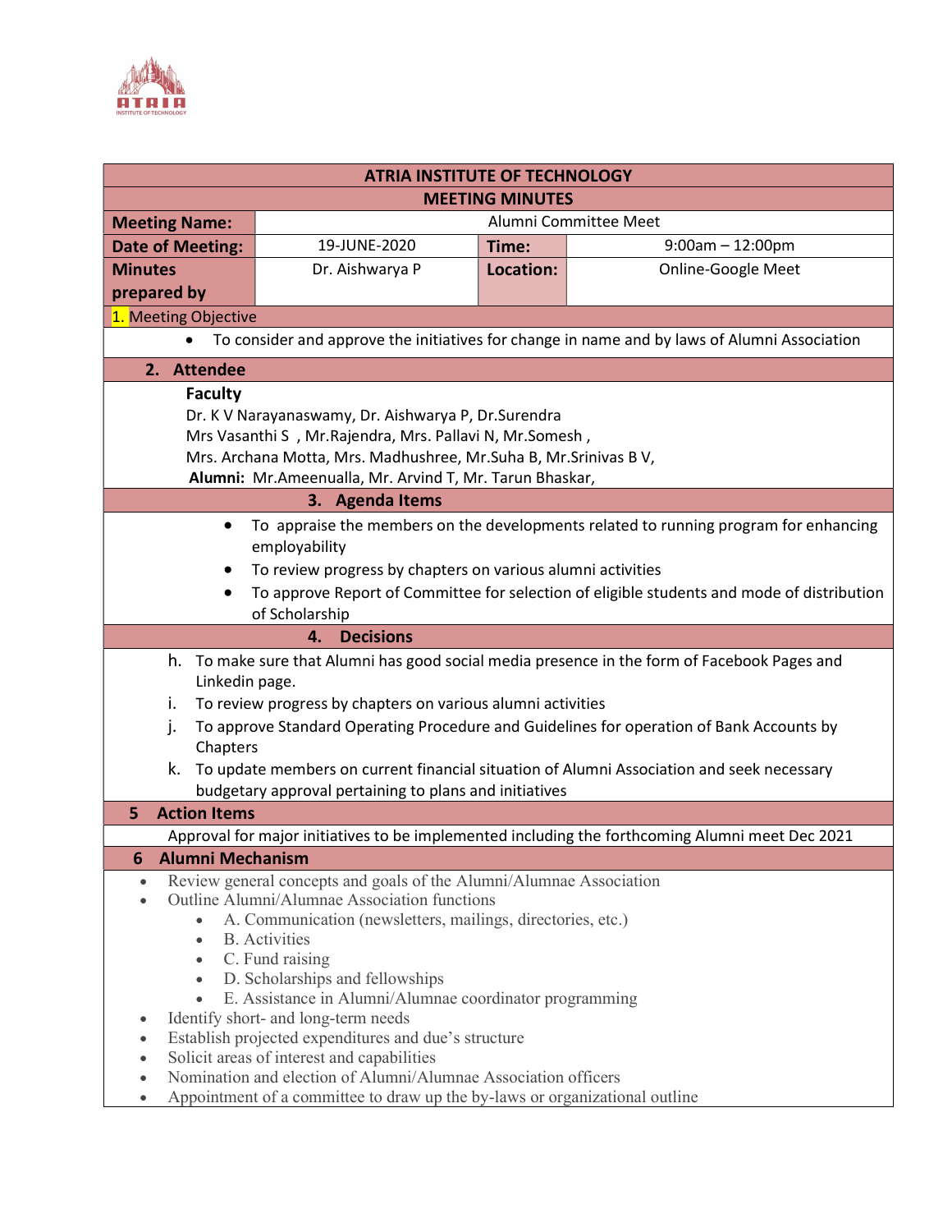| ATRIA INSTITUTE OF TECHNOLOGY | | | |
|---|---|---|---|
| **MEETING MINUTES** | | | |
| **Meeting Name:** | Alumni Committee Meet | | |
| **Date of Meeting:** | 19-JUNE-2020 | **Time:** | 9:00am – 12:00pm |
| **Minutes prepared by** | Dr. Aishwarya P | **Location:** | Online-Google Meet |

## 1. Meeting Objective

- To consider and approve the initiatives for change in name and by laws of Alumni Association

## 2. Attendee

**Faculty**

Dr. K V Narayanaswamy, Dr. Aishwarya P, Dr.Surendra
Mrs Vasanthi S , Mr.Rajendra, Mrs. Pallavi N, Mr.Somesh ,
Mrs. Archana Motta, Mrs. Madhushree, Mr.Suha B, Mr.Srinivas B V,

**Alumni:** Mr.Ameenualla, Mr. Arvind T, Mr. Tarun Bhaskar,

## 3. Agenda Items

- To appraise the members on the developments related to running program for enhancing employability
- To review progress by chapters on various alumni activities
- To approve Report of Committee for selection of eligible students and mode of distribution of Scholarship

## 4. Decisions

h. To make sure that Alumni has good social media presence in the form of Facebook Pages and Linkedin page.

i. To review progress by chapters on various alumni activities

j. To approve Standard Operating Procedure and Guidelines for operation of Bank Accounts by Chapters

k. To update members on current financial situation of Alumni Association and seek necessary budgetary approval pertaining to plans and initiatives

## 5 Action Items

Approval for major initiatives to be implemented including the forthcoming Alumni meet Dec 2021

## 6 Alumni Mechanism

- Review general concepts and goals of the Alumni/Alumnae Association
- Outline Alumni/Alumnae Association functions
  - A. Communication (newsletters, mailings, directories, etc.)
  - B. Activities
  - C. Fund raising
  - D. Scholarships and fellowships
  - E. Assistance in Alumni/Alumnae coordinator programming
- Identify short- and long-term needs
- Establish projected expenditures and due's structure
- Solicit areas of interest and capabilities
- Nomination and election of Alumni/Alumnae Association officers
- Appointment of a committee to draw up the by-laws or organizational outline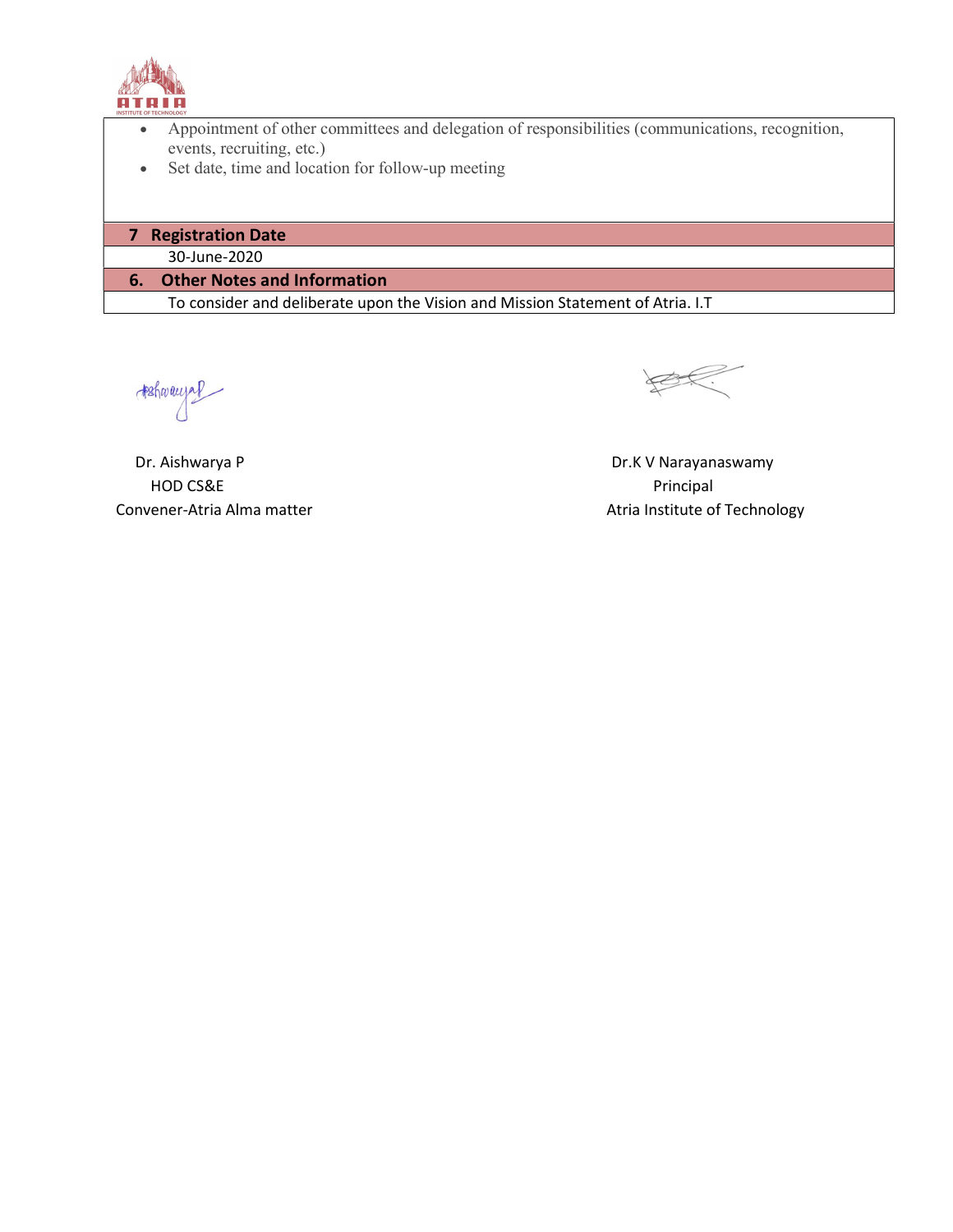- Appointment of other committees and delegation of responsibilities (communications, recognition, events, recruiting, etc.)
- Set date, time and location for follow-up meeting

## 7 Registration Date

30-June-2020

## 6. Other Notes and Information

To consider and deliberate upon the Vision and Mission Statement of Atria. I.T

Dr. Aishwarya P
HOD CS&E
Convener-Atria Alma matter

Dr.K V Narayanaswamy
Principal
Atria Institute of Technology